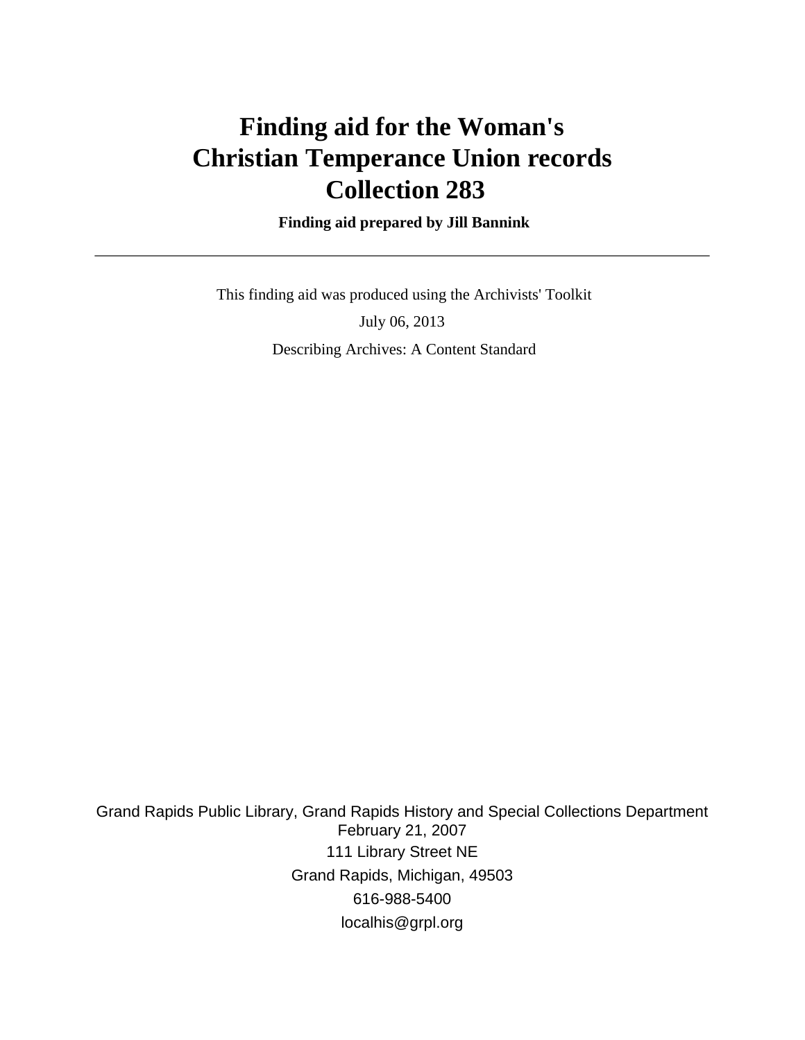# Finding aid for the Woman's Christian Temperance Union records Collection 283

**Finding aid prepared by Jill Bannink**

---

This finding aid was produced using the Archivists' Toolkit

July 06, 2013

Describing Archives: A Content Standard

Grand Rapids Public Library, Grand Rapids History and Special Collections Department
February 21, 2007
111 Library Street NE
Grand Rapids, Michigan, 49503
616-988-5400
localhis@grpl.org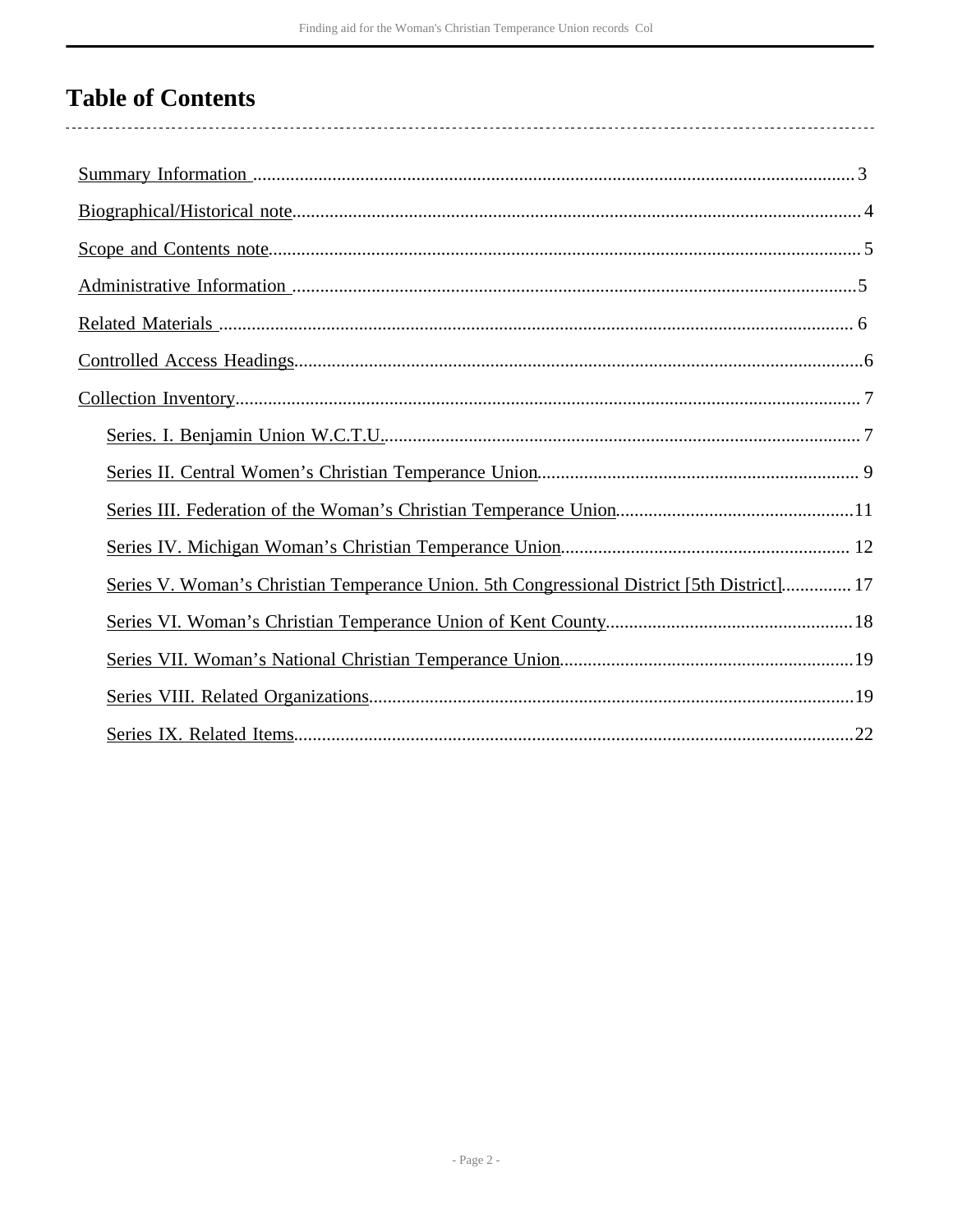# Table of Contents

- Summary Information ... 3
- Biographical/Historical note ... 4
- Scope and Contents note ... 5
- Administrative Information ... 5
- Related Materials ... 6
- Controlled Access Headings ... 6
- Collection Inventory ... 7
    - Series. I. Benjamin Union W.C.T.U. ... 7
    - Series II. Central Women’s Christian Temperance Union ... 9
    - Series III. Federation of the Woman’s Christian Temperance Union ... 11
    - Series IV. Michigan Woman’s Christian Temperance Union ... 12
    - Series V. Woman’s Christian Temperance Union. 5th Congressional District [5th District] ... 17
    - Series VI. Woman’s Christian Temperance Union of Kent County ... 18
    - Series VII. Woman’s National Christian Temperance Union ... 19
    - Series VIII. Related Organizations ... 19
    - Series IX. Related Items ... 22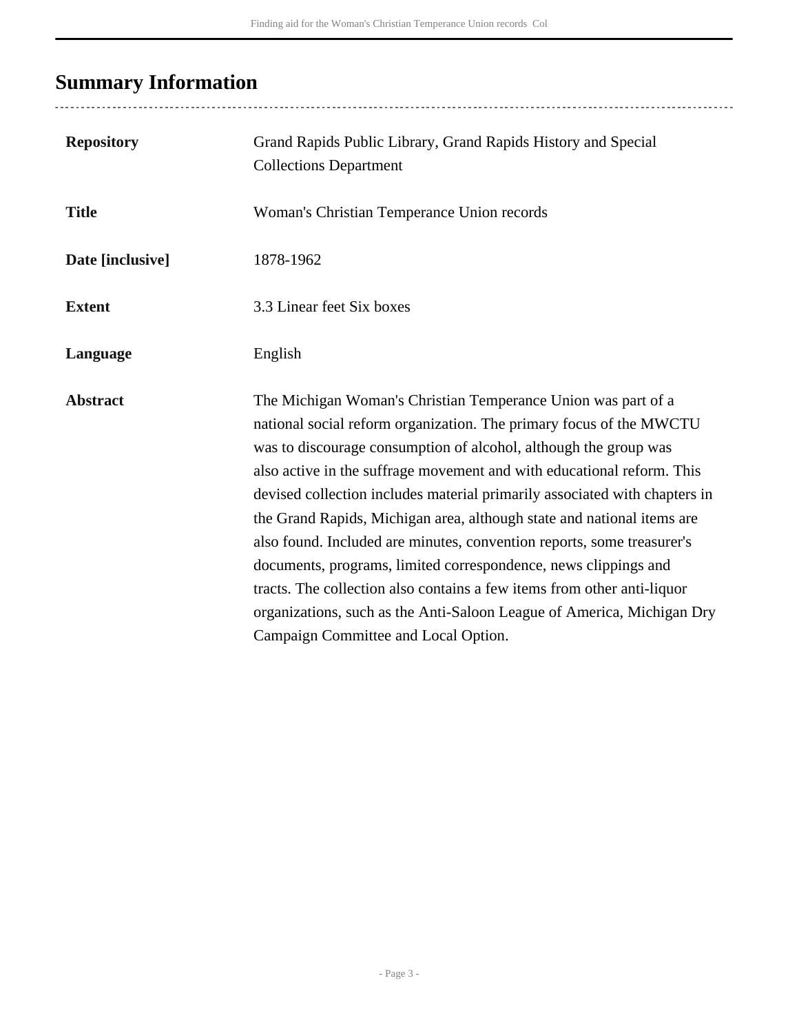## Summary Information

| | |
|---|---|
| **Repository** | Grand Rapids Public Library, Grand Rapids History and Special Collections Department |
| **Title** | Woman's Christian Temperance Union records |
| **Date [inclusive]** | 1878-1962 |
| **Extent** | 3.3 Linear feet Six boxes |
| **Language** | English |
| **Abstract** | The Michigan Woman's Christian Temperance Union was part of a national social reform organization. The primary focus of the MWCTU was to discourage consumption of alcohol, although the group was also active in the suffrage movement and with educational reform. This devised collection includes material primarily associated with chapters in the Grand Rapids, Michigan area, although state and national items are also found. Included are minutes, convention reports, some treasurer's documents, programs, limited correspondence, news clippings and tracts. The collection also contains a few items from other anti-liquor organizations, such as the Anti-Saloon League of America, Michigan Dry Campaign Committee and Local Option. |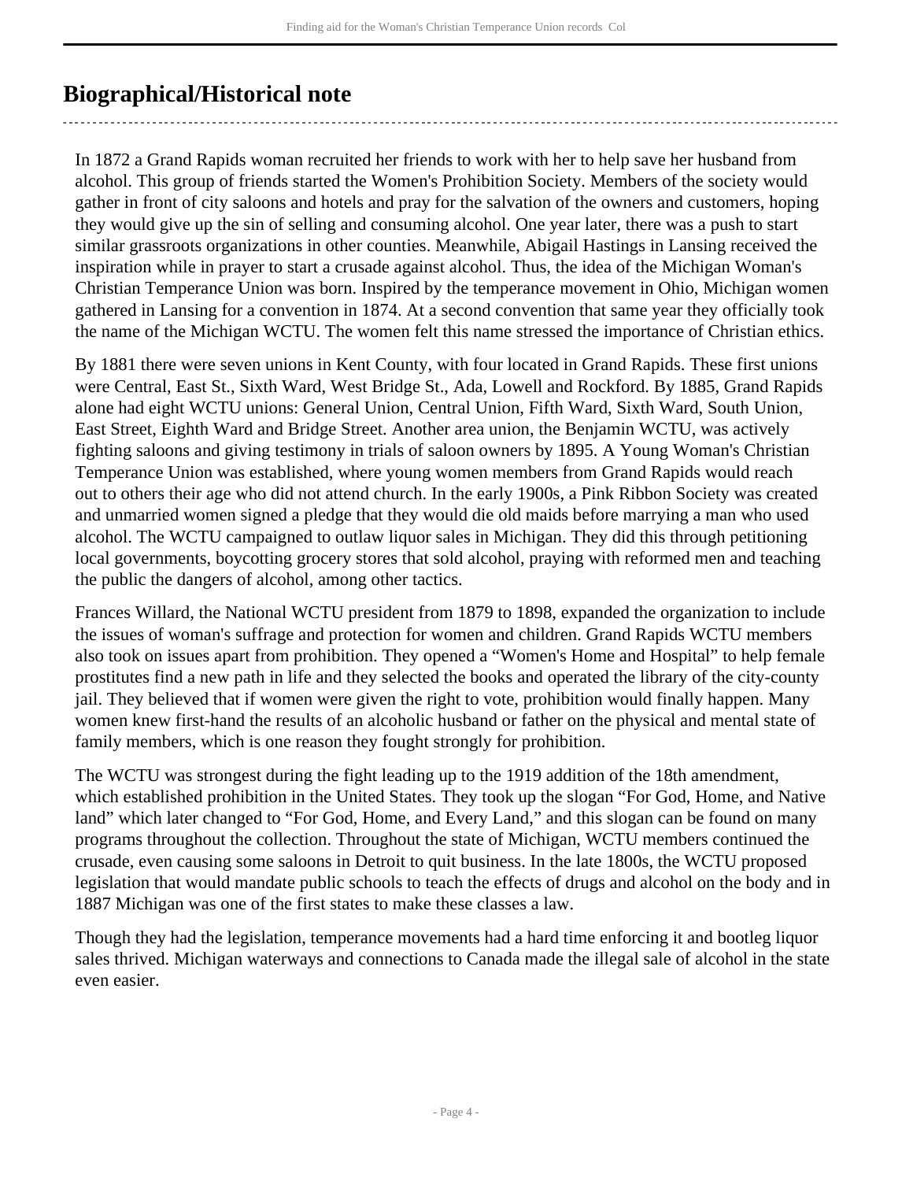## Biographical/Historical note

In 1872 a Grand Rapids woman recruited her friends to work with her to help save her husband from alcohol. This group of friends started the Women's Prohibition Society. Members of the society would gather in front of city saloons and hotels and pray for the salvation of the owners and customers, hoping they would give up the sin of selling and consuming alcohol. One year later, there was a push to start similar grassroots organizations in other counties. Meanwhile, Abigail Hastings in Lansing received the inspiration while in prayer to start a crusade against alcohol. Thus, the idea of the Michigan Woman's Christian Temperance Union was born. Inspired by the temperance movement in Ohio, Michigan women gathered in Lansing for a convention in 1874. At a second convention that same year they officially took the name of the Michigan WCTU. The women felt this name stressed the importance of Christian ethics.

By 1881 there were seven unions in Kent County, with four located in Grand Rapids. These first unions were Central, East St., Sixth Ward, West Bridge St., Ada, Lowell and Rockford. By 1885, Grand Rapids alone had eight WCTU unions: General Union, Central Union, Fifth Ward, Sixth Ward, South Union, East Street, Eighth Ward and Bridge Street. Another area union, the Benjamin WCTU, was actively fighting saloons and giving testimony in trials of saloon owners by 1895. A Young Woman's Christian Temperance Union was established, where young women members from Grand Rapids would reach out to others their age who did not attend church. In the early 1900s, a Pink Ribbon Society was created and unmarried women signed a pledge that they would die old maids before marrying a man who used alcohol. The WCTU campaigned to outlaw liquor sales in Michigan. They did this through petitioning local governments, boycotting grocery stores that sold alcohol, praying with reformed men and teaching the public the dangers of alcohol, among other tactics.

Frances Willard, the National WCTU president from 1879 to 1898, expanded the organization to include the issues of woman's suffrage and protection for women and children. Grand Rapids WCTU members also took on issues apart from prohibition. They opened a "Women's Home and Hospital" to help female prostitutes find a new path in life and they selected the books and operated the library of the city-county jail. They believed that if women were given the right to vote, prohibition would finally happen. Many women knew first-hand the results of an alcoholic husband or father on the physical and mental state of family members, which is one reason they fought strongly for prohibition.

The WCTU was strongest during the fight leading up to the 1919 addition of the 18th amendment, which established prohibition in the United States. They took up the slogan "For God, Home, and Native land" which later changed to "For God, Home, and Every Land," and this slogan can be found on many programs throughout the collection. Throughout the state of Michigan, WCTU members continued the crusade, even causing some saloons in Detroit to quit business. In the late 1800s, the WCTU proposed legislation that would mandate public schools to teach the effects of drugs and alcohol on the body and in 1887 Michigan was one of the first states to make these classes a law.

Though they had the legislation, temperance movements had a hard time enforcing it and bootleg liquor sales thrived. Michigan waterways and connections to Canada made the illegal sale of alcohol in the state even easier.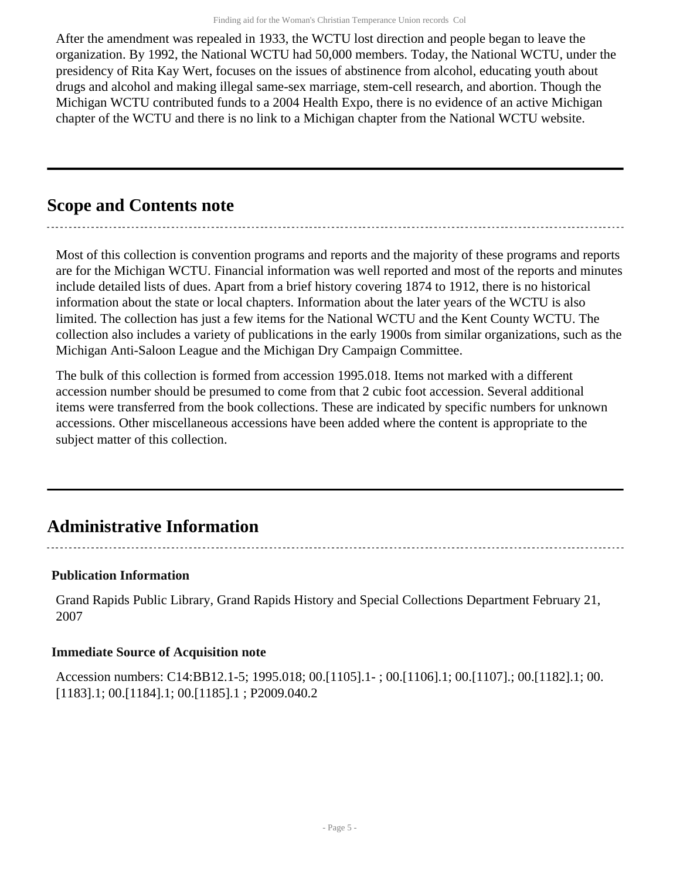After the amendment was repealed in 1933, the WCTU lost direction and people began to leave the organization. By 1992, the National WCTU had 50,000 members. Today, the National WCTU, under the presidency of Rita Kay Wert, focuses on the issues of abstinence from alcohol, educating youth about drugs and alcohol and making illegal same-sex marriage, stem-cell research, and abortion. Though the Michigan WCTU contributed funds to a 2004 Health Expo, there is no evidence of an active Michigan chapter of the WCTU and there is no link to a Michigan chapter from the National WCTU website.

## Scope and Contents note

Most of this collection is convention programs and reports and the majority of these programs and reports are for the Michigan WCTU. Financial information was well reported and most of the reports and minutes include detailed lists of dues. Apart from a brief history covering 1874 to 1912, there is no historical information about the state or local chapters. Information about the later years of the WCTU is also limited. The collection has just a few items for the National WCTU and the Kent County WCTU. The collection also includes a variety of publications in the early 1900s from similar organizations, such as the Michigan Anti-Saloon League and the Michigan Dry Campaign Committee.

The bulk of this collection is formed from accession 1995.018. Items not marked with a different accession number should be presumed to come from that 2 cubic foot accession. Several additional items were transferred from the book collections. These are indicated by specific numbers for unknown accessions. Other miscellaneous accessions have been added where the content is appropriate to the subject matter of this collection.

## Administrative Information

### Publication Information

Grand Rapids Public Library, Grand Rapids History and Special Collections Department February 21, 2007

### Immediate Source of Acquisition note

Accession numbers: C14:BB12.1-5; 1995.018; 00.[1105].1- ; 00.[1106].1; 00.[1107].; 00.[1182].1; 00.[1183].1; 00.[1184].1; 00.[1185].1 ; P2009.040.2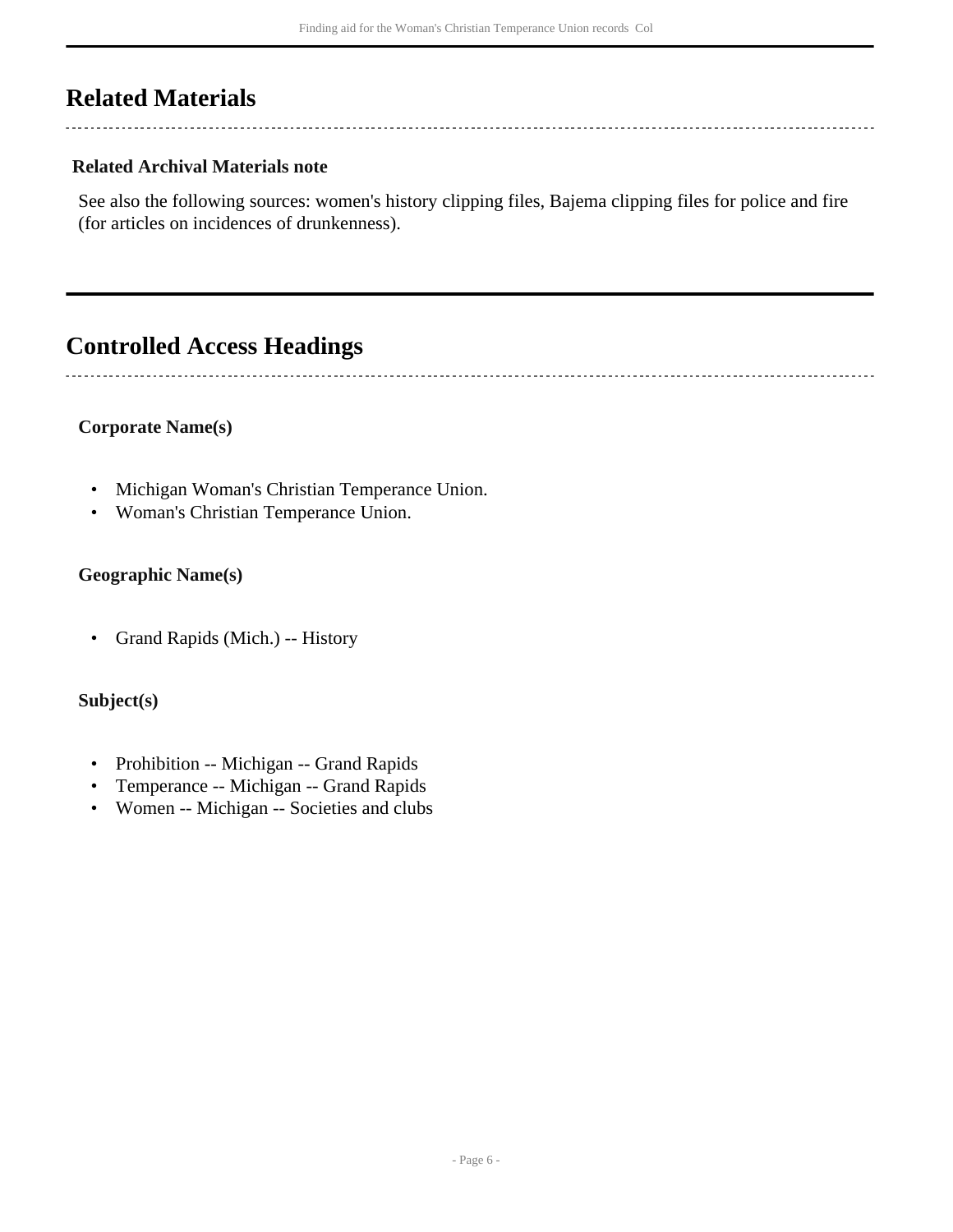## Related Materials

**Related Archival Materials note**

See also the following sources: women's history clipping files, Bajema clipping files for police and fire (for articles on incidences of drunkenness).

## Controlled Access Headings

**Corporate Name(s)**

- Michigan Woman's Christian Temperance Union.
- Woman's Christian Temperance Union.

**Geographic Name(s)**

- Grand Rapids (Mich.) -- History

**Subject(s)**

- Prohibition -- Michigan -- Grand Rapids
- Temperance -- Michigan -- Grand Rapids
- Women -- Michigan -- Societies and clubs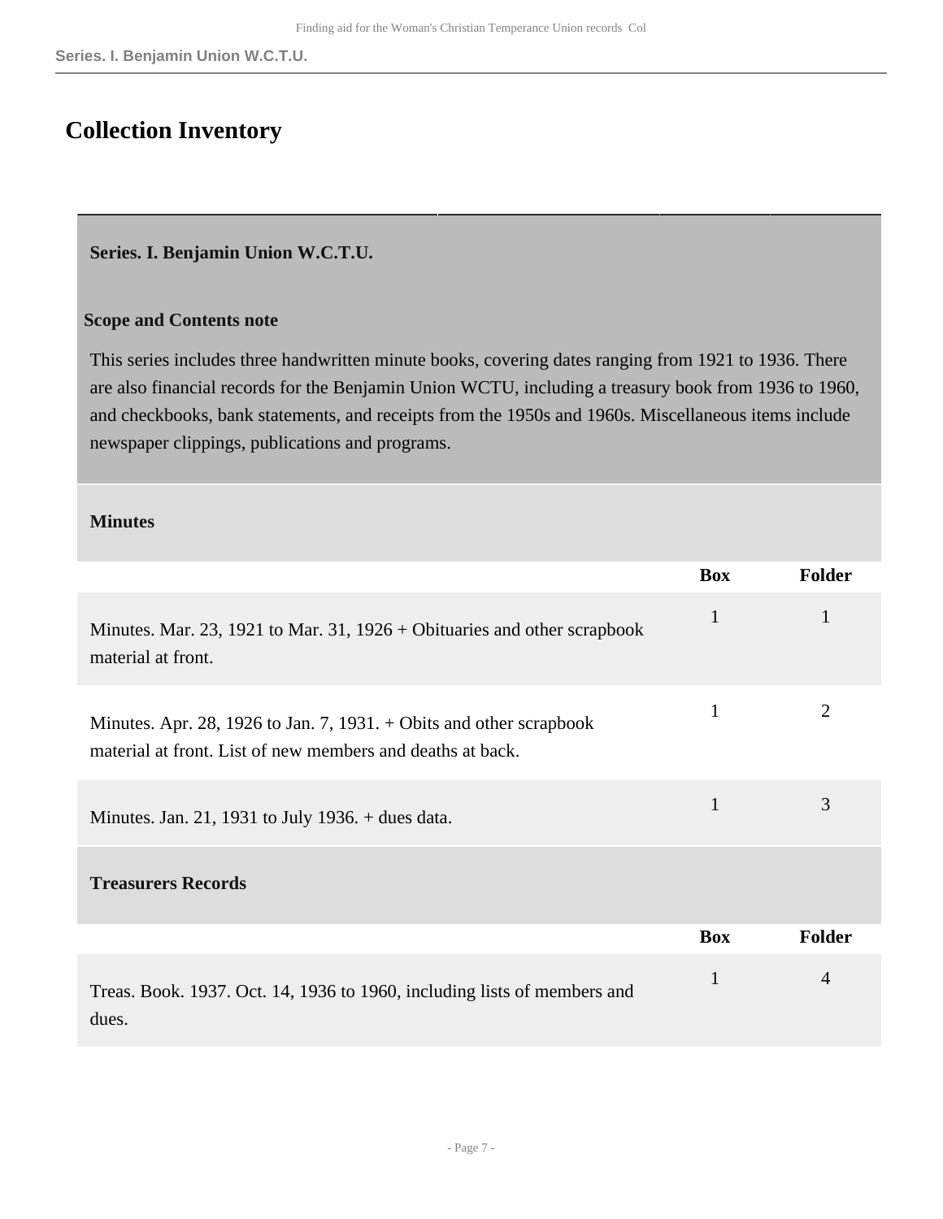# Collection Inventory

## Series. I. Benjamin Union W.C.T.U.

### Scope and Contents note

This series includes three handwritten minute books, covering dates ranging from 1921 to 1936. There are also financial records for the Benjamin Union WCTU, including a treasury book from 1936 to 1960, and checkbooks, bank statements, and receipts from the 1950s and 1960s. Miscellaneous items include newspaper clippings, publications and programs.

### Minutes

| | Box | Folder |
|---|---|---|
| Minutes. Mar. 23, 1921 to Mar. 31, 1926 + Obituaries and other scrapbook material at front. | 1 | 1 |
| Minutes. Apr. 28, 1926 to Jan. 7, 1931. + Obits and other scrapbook material at front. List of new members and deaths at back. | 1 | 2 |
| Minutes. Jan. 21, 1931 to July 1936. + dues data. | 1 | 3 |

### Treasurers Records

| | Box | Folder |
|---|---|---|
| Treas. Book. 1937. Oct. 14, 1936 to 1960, including lists of members and dues. | 1 | 4 |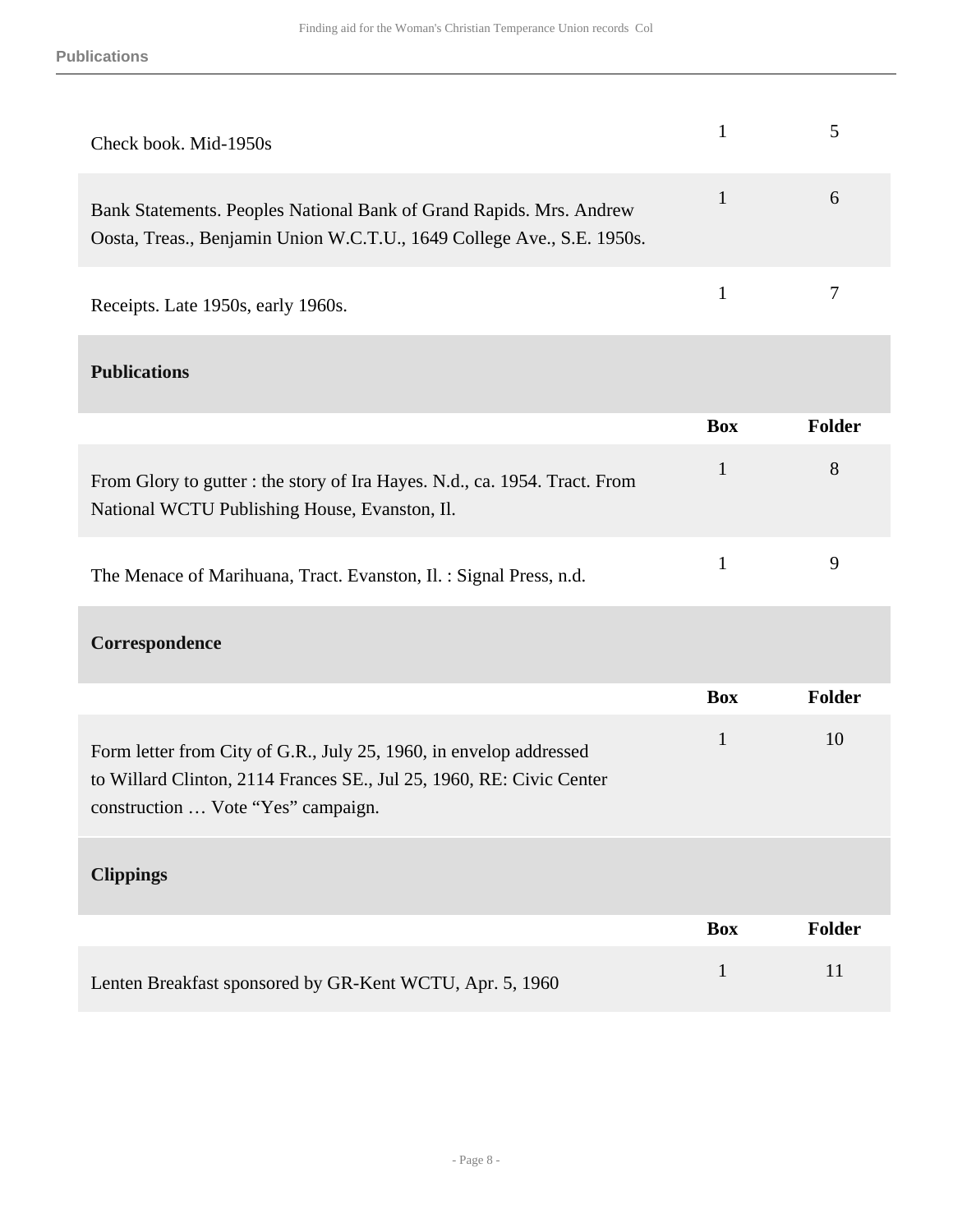| | | |
|---|---|---|
| Check book. Mid-1950s | 1 | 5 |
| Bank Statements. Peoples National Bank of Grand Rapids. Mrs. Andrew Oosta, Treas., Benjamin Union W.C.T.U., 1649 College Ave., S.E. 1950s. | 1 | 6 |
| Receipts. Late 1950s, early 1960s. | 1 | 7 |

### Publications

| | Box | Folder |
|---|---|---|
| From Glory to gutter : the story of Ira Hayes. N.d., ca. 1954. Tract. From National WCTU Publishing House, Evanston, Il. | 1 | 8 |
| The Menace of Marihuana, Tract. Evanston, Il. : Signal Press, n.d. | 1 | 9 |

### Correspondence

| | Box | Folder |
|---|---|---|
| Form letter from City of G.R., July 25, 1960, in envelop addressed to Willard Clinton, 2114 Frances SE., Jul 25, 1960, RE: Civic Center construction … Vote "Yes" campaign. | 1 | 10 |

### Clippings

| | Box | Folder |
|---|---|---|
| Lenten Breakfast sponsored by GR-Kent WCTU, Apr. 5, 1960 | 1 | 11 |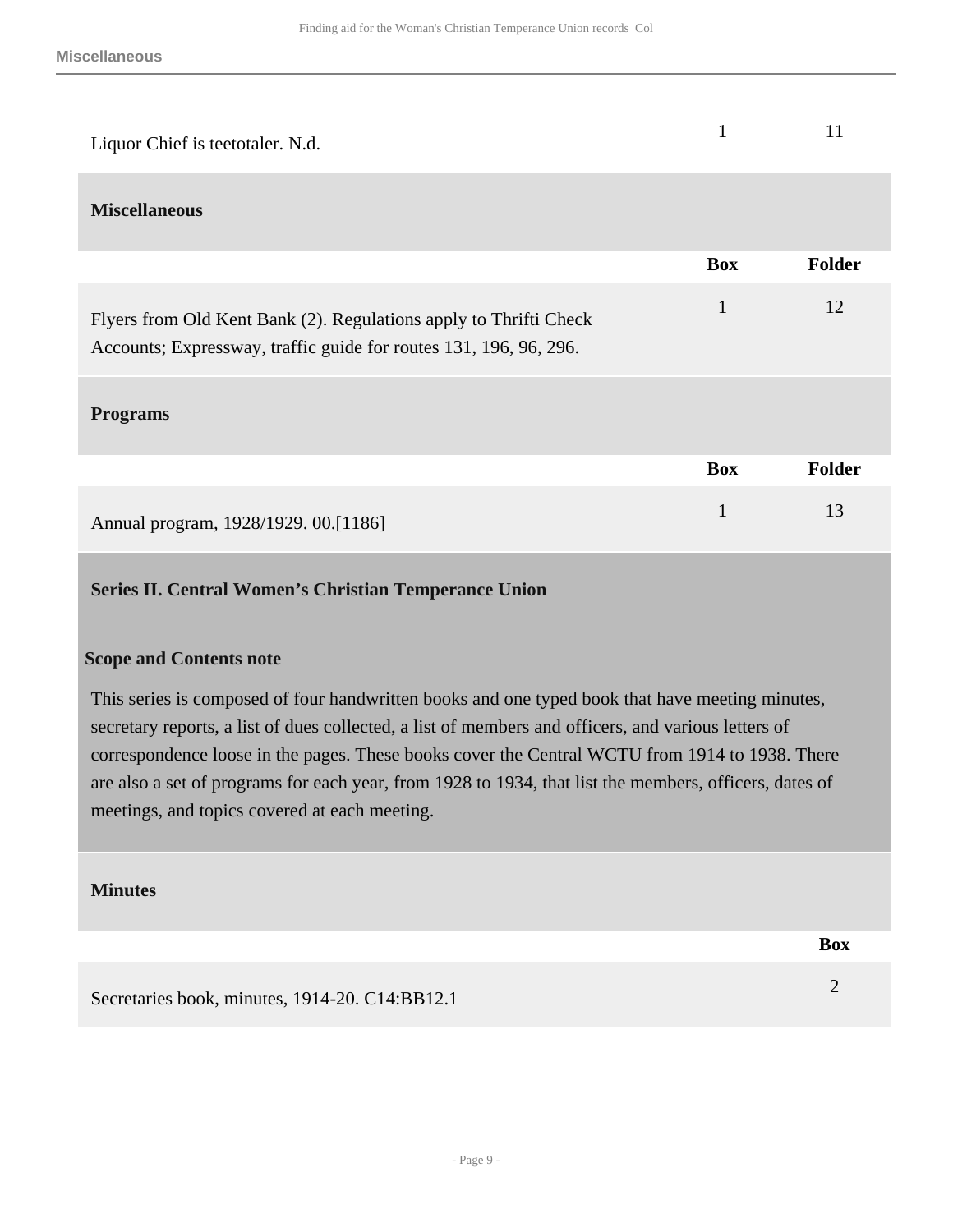| | Box | Folder |
|---|---|---|
| Liquor Chief is teetotaler. N.d. | 1 | 11 |

### Miscellaneous

| | Box | Folder |
|---|---|---|
| Flyers from Old Kent Bank (2). Regulations apply to Thrifti Check Accounts; Expressway, traffic guide for routes 131, 196, 96, 296. | 1 | 12 |

### Programs

| | Box | Folder |
|---|---|---|
| Annual program, 1928/1929. 00.[1186] | 1 | 13 |

## Series II. Central Women’s Christian Temperance Union

**Scope and Contents note**

This series is composed of four handwritten books and one typed book that have meeting minutes, secretary reports, a list of dues collected, a list of members and officers, and various letters of correspondence loose in the pages. These books cover the Central WCTU from 1914 to 1938. There are also a set of programs for each year, from 1928 to 1934, that list the members, officers, dates of meetings, and topics covered at each meeting.

### Minutes

| | Box |
|---|---|
| Secretaries book, minutes, 1914-20. C14:BB12.1 | 2 |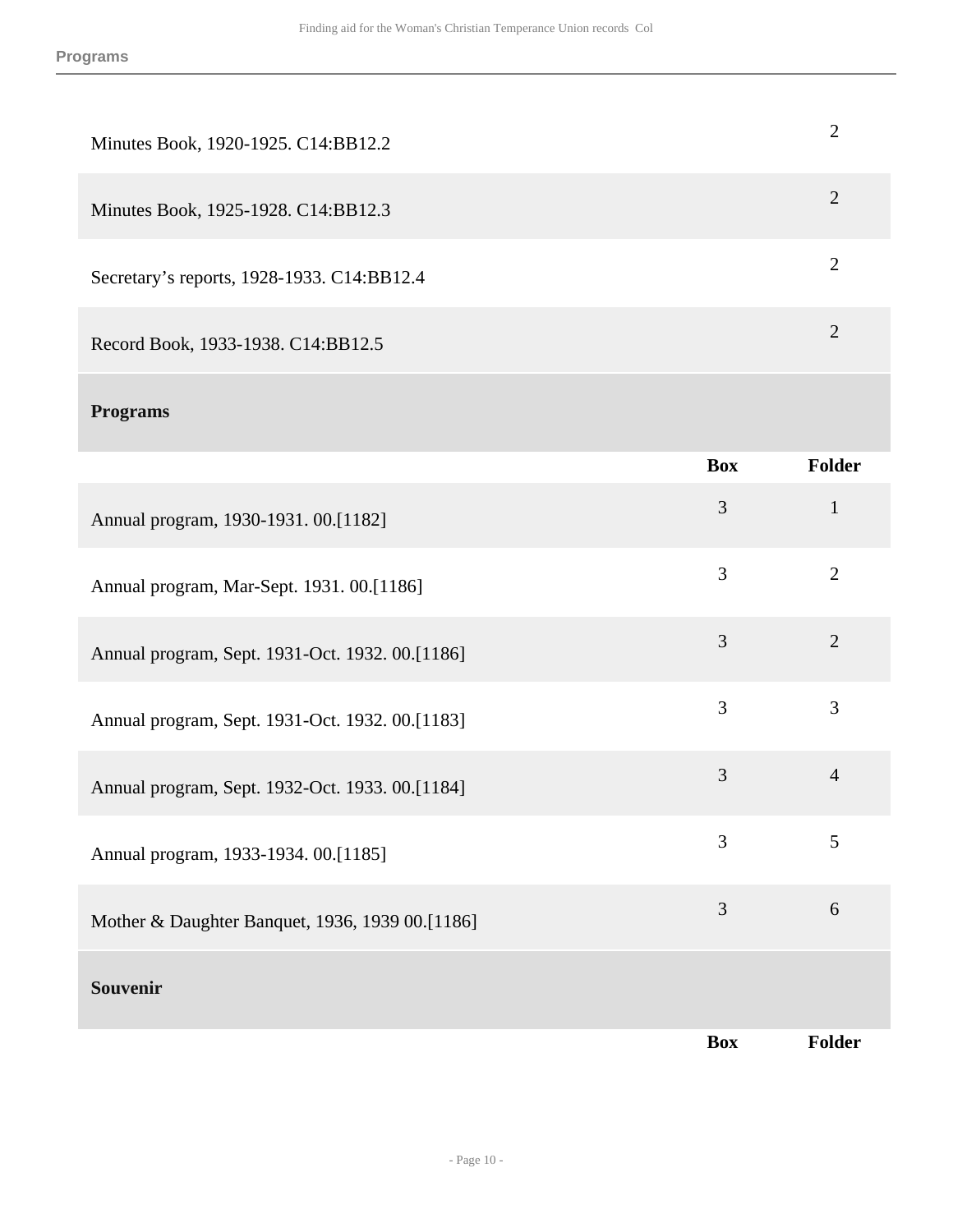| | Box | Folder |
|---|---|---|
| Minutes Book, 1920-1925. C14:BB12.2 | | 2 |
| Minutes Book, 1925-1928. C14:BB12.3 | | 2 |
| Secretary’s reports, 1928-1933. C14:BB12.4 | | 2 |
| Record Book, 1933-1938. C14:BB12.5 | | 2 |

## Programs

| | Box | Folder |
|---|---|---|
| Annual program, 1930-1931. 00.[1182] | 3 | 1 |
| Annual program, Mar-Sept. 1931. 00.[1186] | 3 | 2 |
| Annual program, Sept. 1931-Oct. 1932. 00.[1186] | 3 | 2 |
| Annual program, Sept. 1931-Oct. 1932. 00.[1183] | 3 | 3 |
| Annual program, Sept. 1932-Oct. 1933. 00.[1184] | 3 | 4 |
| Annual program, 1933-1934. 00.[1185] | 3 | 5 |
| Mother & Daughter Banquet, 1936, 1939 00.[1186] | 3 | 6 |

## Souvenir

| | Box | Folder |
|---|---|---|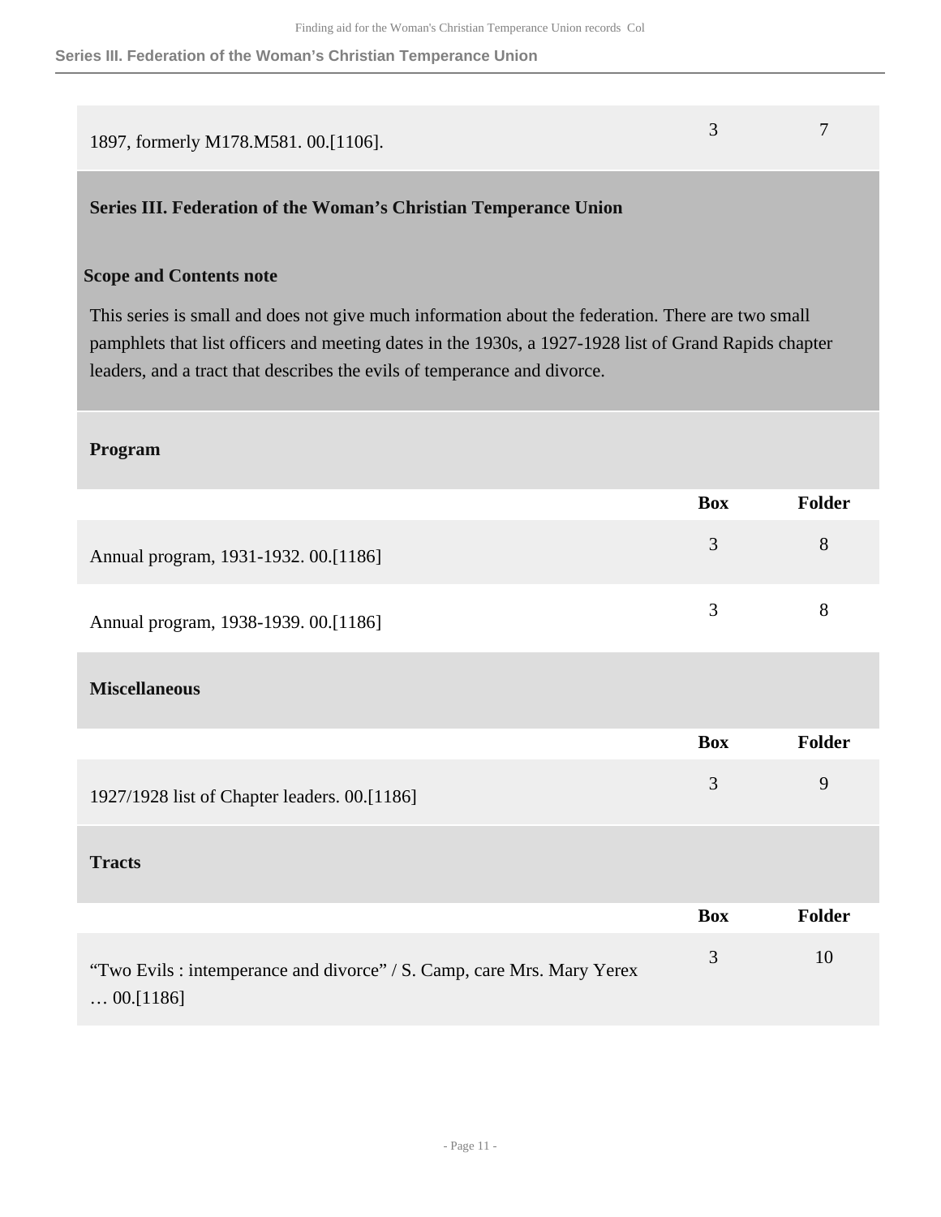| | Box | Folder |
|---|---|---|
| 1897, formerly M178.M581. 00.[1106]. | 3 | 7 |

## Series III. Federation of the Woman's Christian Temperance Union

### Scope and Contents note

This series is small and does not give much information about the federation. There are two small pamphlets that list officers and meeting dates in the 1930s, a 1927-1928 list of Grand Rapids chapter leaders, and a tract that describes the evils of temperance and divorce.

### Program

| | Box | Folder |
|---|---|---|
| Annual program, 1931-1932. 00.[1186] | 3 | 8 |
| Annual program, 1938-1939. 00.[1186] | 3 | 8 |

### Miscellaneous

| | Box | Folder |
|---|---|---|
| 1927/1928 list of Chapter leaders. 00.[1186] | 3 | 9 |

### Tracts

| | Box | Folder |
|---|---|---|
| "Two Evils : intemperance and divorce" / S. Camp, care Mrs. Mary Yerex … 00.[1186] | 3 | 10 |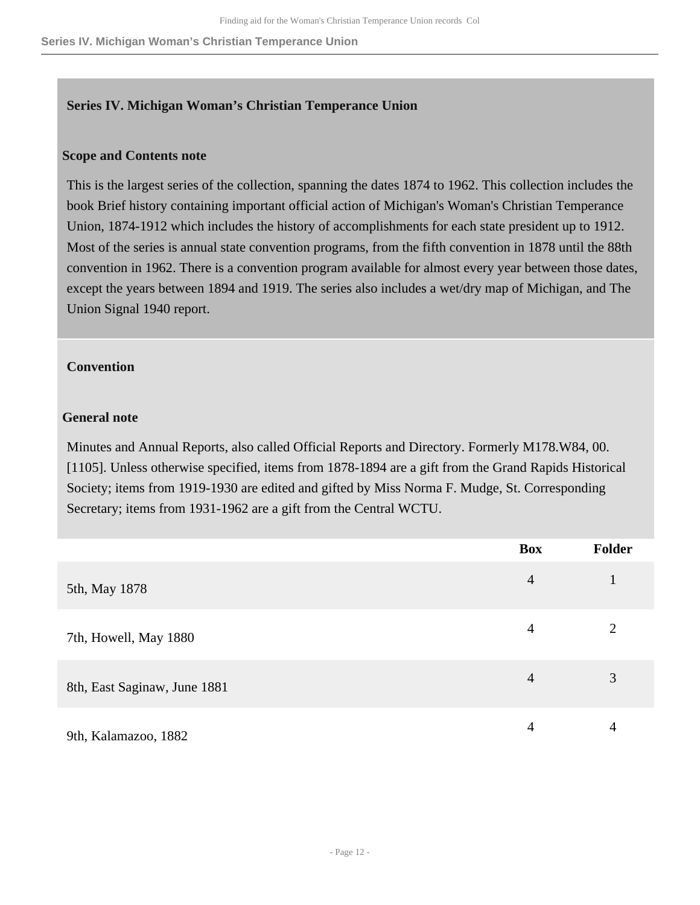## Series IV. Michigan Woman’s Christian Temperance Union

### Scope and Contents note

This is the largest series of the collection, spanning the dates 1874 to 1962. This collection includes the book Brief history containing important official action of Michigan's Woman's Christian Temperance Union, 1874-1912 which includes the history of accomplishments for each state president up to 1912. Most of the series is annual state convention programs, from the fifth convention in 1878 until the 88th convention in 1962. There is a convention program available for almost every year between those dates, except the years between 1894 and 1919. The series also includes a wet/dry map of Michigan, and The Union Signal 1940 report.

### Convention

#### General note

Minutes and Annual Reports, also called Official Reports and Directory. Formerly M178.W84, 00. [1105]. Unless otherwise specified, items from 1878-1894 are a gift from the Grand Rapids Historical Society; items from 1919-1930 are edited and gifted by Miss Norma F. Mudge, St. Corresponding Secretary; items from 1931-1962 are a gift from the Central WCTU.

| | Box | Folder |
|---|---|---|
| 5th, May 1878 | 4 | 1 |
| 7th, Howell, May 1880 | 4 | 2 |
| 8th, East Saginaw, June 1881 | 4 | 3 |
| 9th, Kalamazoo, 1882 | 4 | 4 |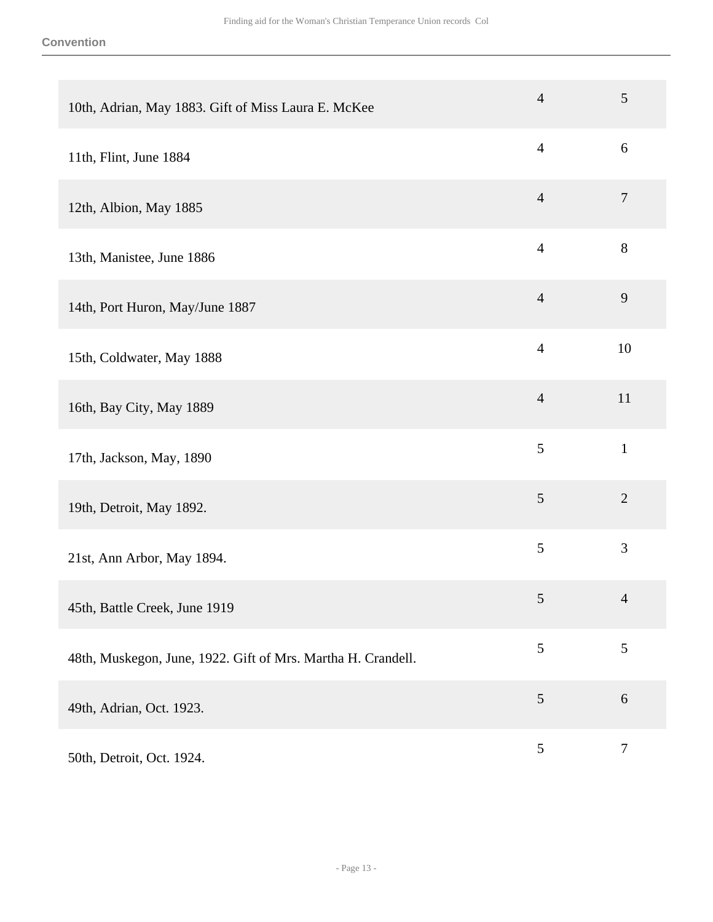**Convention**

| | | |
|---|---|---|
| 10th, Adrian, May 1883. Gift of Miss Laura E. McKee | 4 | 5 |
| 11th, Flint, June 1884 | 4 | 6 |
| 12th, Albion, May 1885 | 4 | 7 |
| 13th, Manistee, June 1886 | 4 | 8 |
| 14th, Port Huron, May/June 1887 | 4 | 9 |
| 15th, Coldwater, May 1888 | 4 | 10 |
| 16th, Bay City, May 1889 | 4 | 11 |
| 17th, Jackson, May, 1890 | 5 | 1 |
| 19th, Detroit, May 1892. | 5 | 2 |
| 21st, Ann Arbor, May 1894. | 5 | 3 |
| 45th, Battle Creek, June 1919 | 5 | 4 |
| 48th, Muskegon, June, 1922. Gift of Mrs. Martha H. Crandell. | 5 | 5 |
| 49th, Adrian, Oct. 1923. | 5 | 6 |
| 50th, Detroit, Oct. 1924. | 5 | 7 |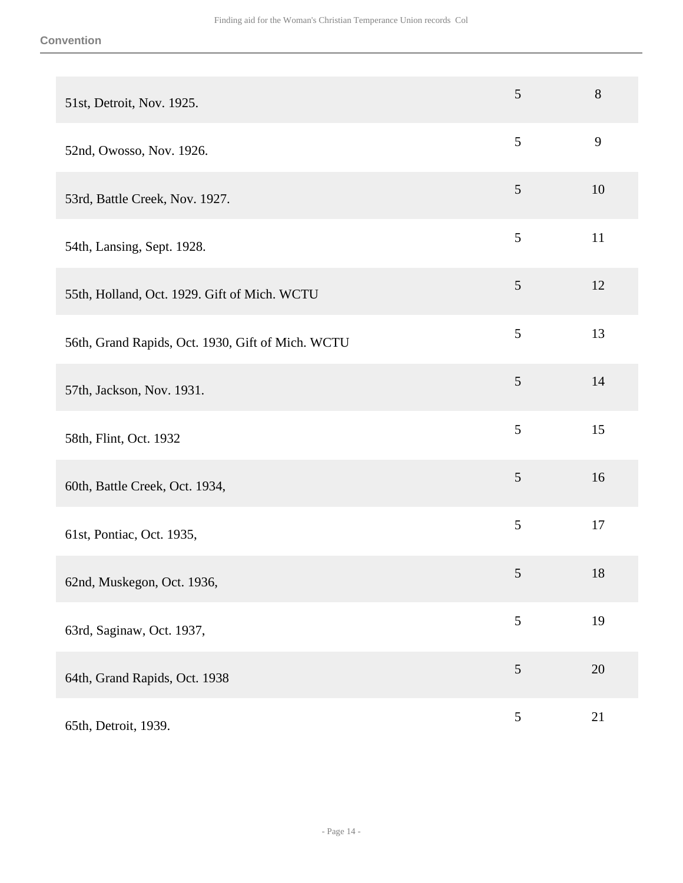## Convention

| | | |
|---|---|---|
| 51st, Detroit, Nov. 1925. | 5 | 8 |
| 52nd, Owosso, Nov. 1926. | 5 | 9 |
| 53rd, Battle Creek, Nov. 1927. | 5 | 10 |
| 54th, Lansing, Sept. 1928. | 5 | 11 |
| 55th, Holland, Oct. 1929. Gift of Mich. WCTU | 5 | 12 |
| 56th, Grand Rapids, Oct. 1930, Gift of Mich. WCTU | 5 | 13 |
| 57th, Jackson, Nov. 1931. | 5 | 14 |
| 58th, Flint, Oct. 1932 | 5 | 15 |
| 60th, Battle Creek, Oct. 1934, | 5 | 16 |
| 61st, Pontiac, Oct. 1935, | 5 | 17 |
| 62nd, Muskegon, Oct. 1936, | 5 | 18 |
| 63rd, Saginaw, Oct. 1937, | 5 | 19 |
| 64th, Grand Rapids, Oct. 1938 | 5 | 20 |
| 65th, Detroit, 1939. | 5 | 21 |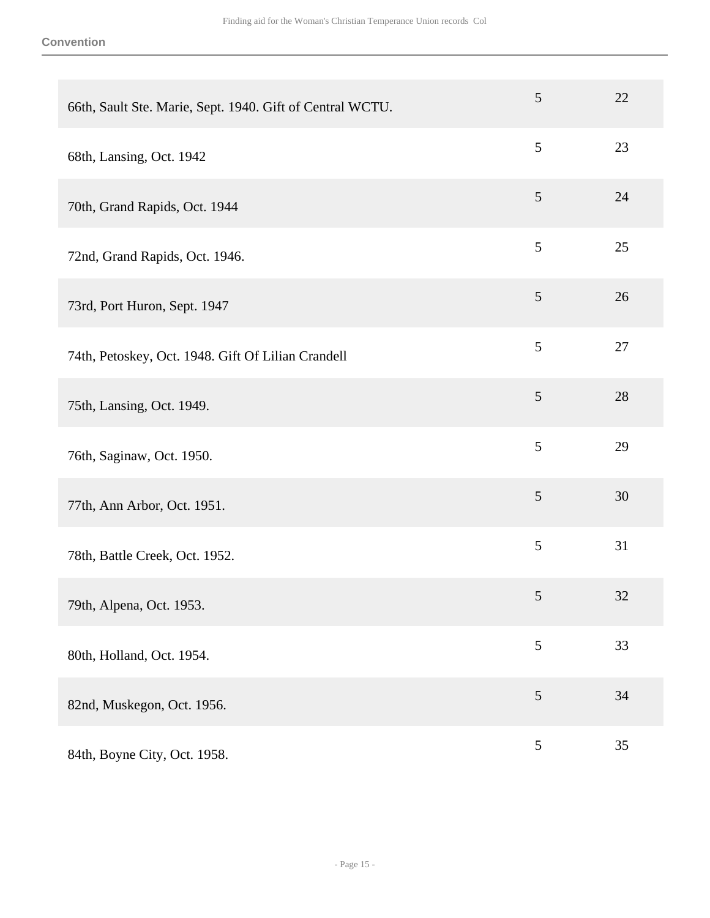**Convention**

| | | |
|---|---|---|
| 66th, Sault Ste. Marie, Sept. 1940. Gift of Central WCTU. | 5 | 22 |
| 68th, Lansing, Oct. 1942 | 5 | 23 |
| 70th, Grand Rapids, Oct. 1944 | 5 | 24 |
| 72nd, Grand Rapids, Oct. 1946. | 5 | 25 |
| 73rd, Port Huron, Sept. 1947 | 5 | 26 |
| 74th, Petoskey, Oct. 1948. Gift Of Lilian Crandell | 5 | 27 |
| 75th, Lansing, Oct. 1949. | 5 | 28 |
| 76th, Saginaw, Oct. 1950. | 5 | 29 |
| 77th, Ann Arbor, Oct. 1951. | 5 | 30 |
| 78th, Battle Creek, Oct. 1952. | 5 | 31 |
| 79th, Alpena, Oct. 1953. | 5 | 32 |
| 80th, Holland, Oct. 1954. | 5 | 33 |
| 82nd, Muskegon, Oct. 1956. | 5 | 34 |
| 84th, Boyne City, Oct. 1958. | 5 | 35 |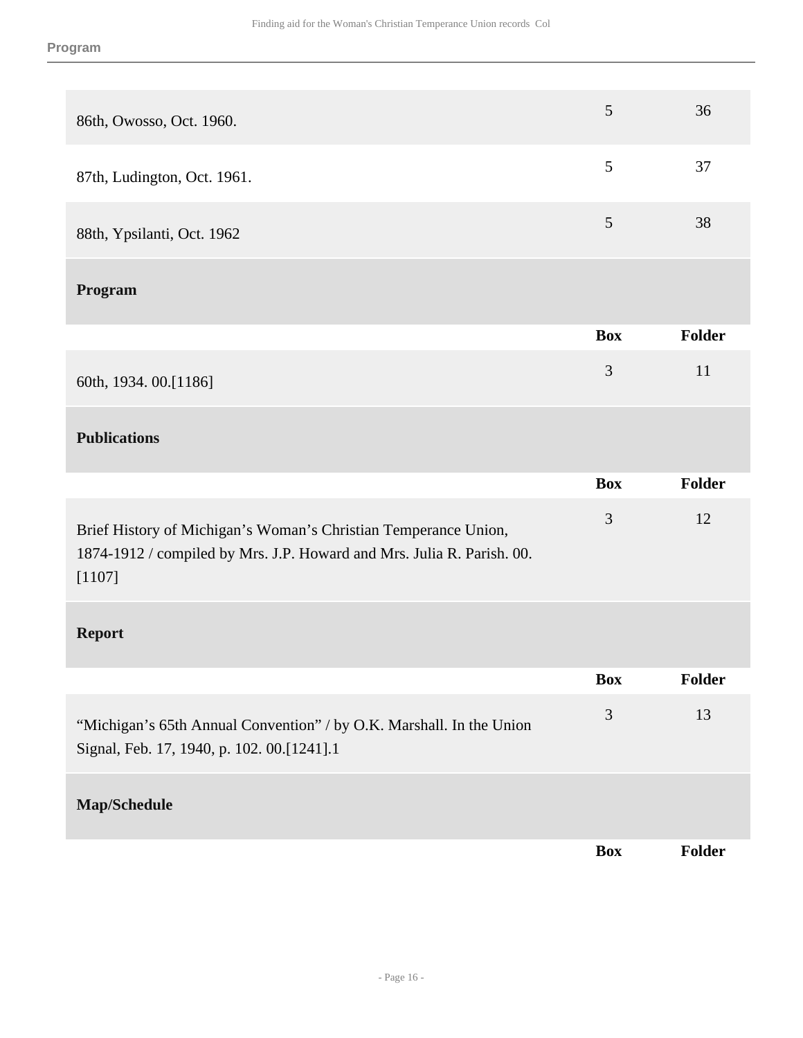| | Box | Folder |
|---|---|---|
| 86th, Owosso, Oct. 1960. | 5 | 36 |
| 87th, Ludington, Oct. 1961. | 5 | 37 |
| 88th, Ypsilanti, Oct. 1962 | 5 | 38 |

#### Program

| | Box | Folder |
|---|---|---|
| 60th, 1934. 00.[1186] | 3 | 11 |

#### Publications

| | Box | Folder |
|---|---|---|
| Brief History of Michigan's Woman's Christian Temperance Union, 1874-1912 / compiled by Mrs. J.P. Howard and Mrs. Julia R. Parish. 00.[1107] | 3 | 12 |

#### Report

| | Box | Folder |
|---|---|---|
| "Michigan's 65th Annual Convention" / by O.K. Marshall. In the Union Signal, Feb. 17, 1940, p. 102. 00.[1241].1 | 3 | 13 |

#### Map/Schedule

| | Box | Folder |
|---|---|---|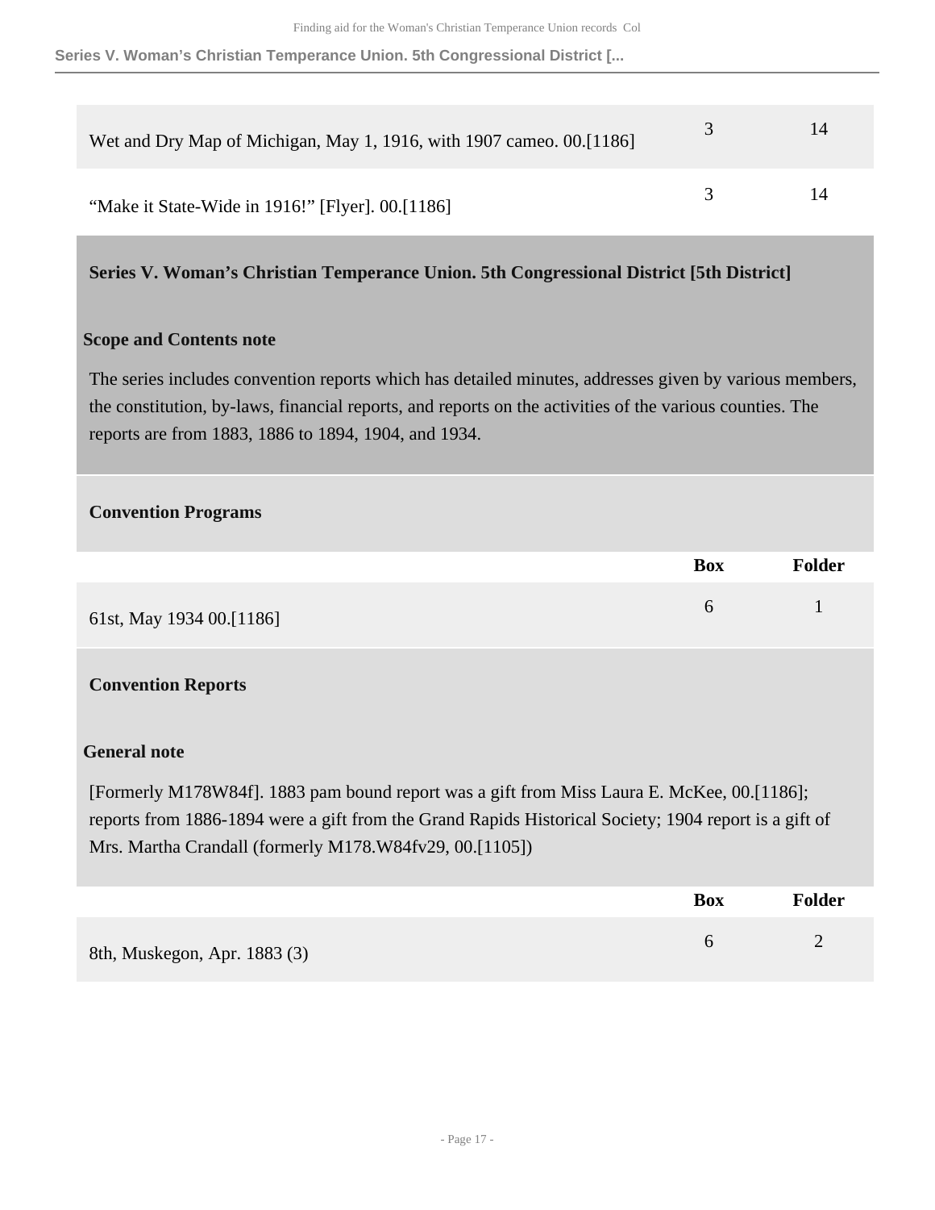| | Box | Folder |
|---|---|---|
| Wet and Dry Map of Michigan, May 1, 1916, with 1907 cameo. 00.[1186] | 3 | 14 |
| “Make it State-Wide in 1916!” [Flyer]. 00.[1186] | 3 | 14 |

## Series V. Woman’s Christian Temperance Union. 5th Congressional District [5th District]

**Scope and Contents note**

The series includes convention reports which has detailed minutes, addresses given by various members, the constitution, by-laws, financial reports, and reports on the activities of the various counties. The reports are from 1883, 1886 to 1894, 1904, and 1934.

### Convention Programs

| | Box | Folder |
|---|---|---|
| 61st, May 1934 00.[1186] | 6 | 1 |

### Convention Reports

**General note**

[Formerly M178W84f]. 1883 pam bound report was a gift from Miss Laura E. McKee, 00.[1186]; reports from 1886-1894 were a gift from the Grand Rapids Historical Society; 1904 report is a gift of Mrs. Martha Crandall (formerly M178.W84fv29, 00.[1105])

| | Box | Folder |
|---|---|---|
| 8th, Muskegon, Apr. 1883 (3) | 6 | 2 |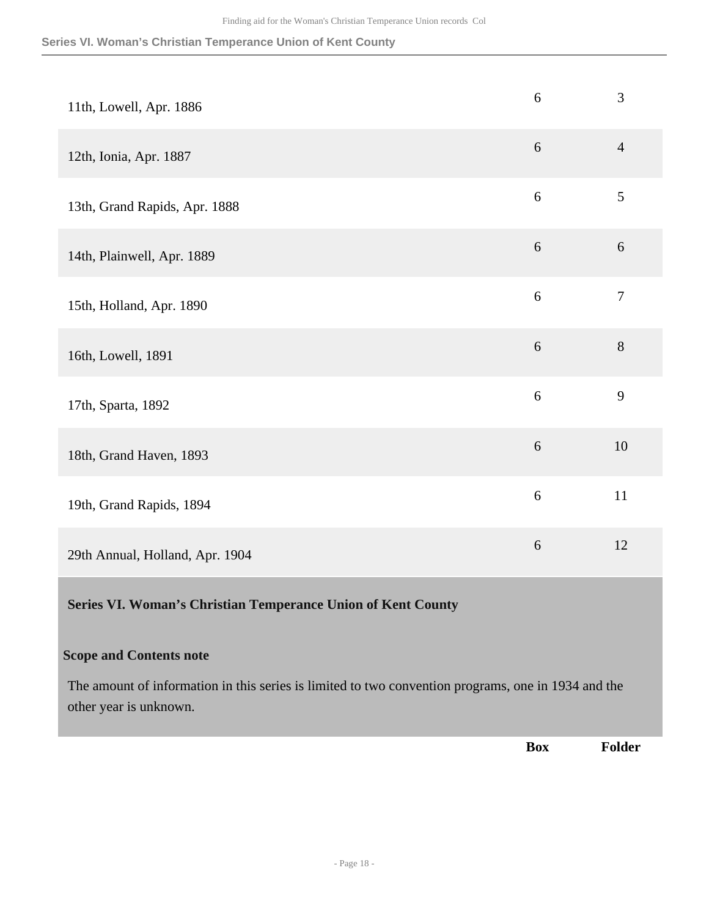| | Box | Folder |
|---|---|---|
| 11th, Lowell, Apr. 1886 | 6 | 3 |
| 12th, Ionia, Apr. 1887 | 6 | 4 |
| 13th, Grand Rapids, Apr. 1888 | 6 | 5 |
| 14th, Plainwell, Apr. 1889 | 6 | 6 |
| 15th, Holland, Apr. 1890 | 6 | 7 |
| 16th, Lowell, 1891 | 6 | 8 |
| 17th, Sparta, 1892 | 6 | 9 |
| 18th, Grand Haven, 1893 | 6 | 10 |
| 19th, Grand Rapids, 1894 | 6 | 11 |
| 29th Annual, Holland, Apr. 1904 | 6 | 12 |

## Series VI. Woman's Christian Temperance Union of Kent County

### Scope and Contents note

The amount of information in this series is limited to two convention programs, one in 1934 and the other year is unknown.

| | Box | Folder |
|---|---|---|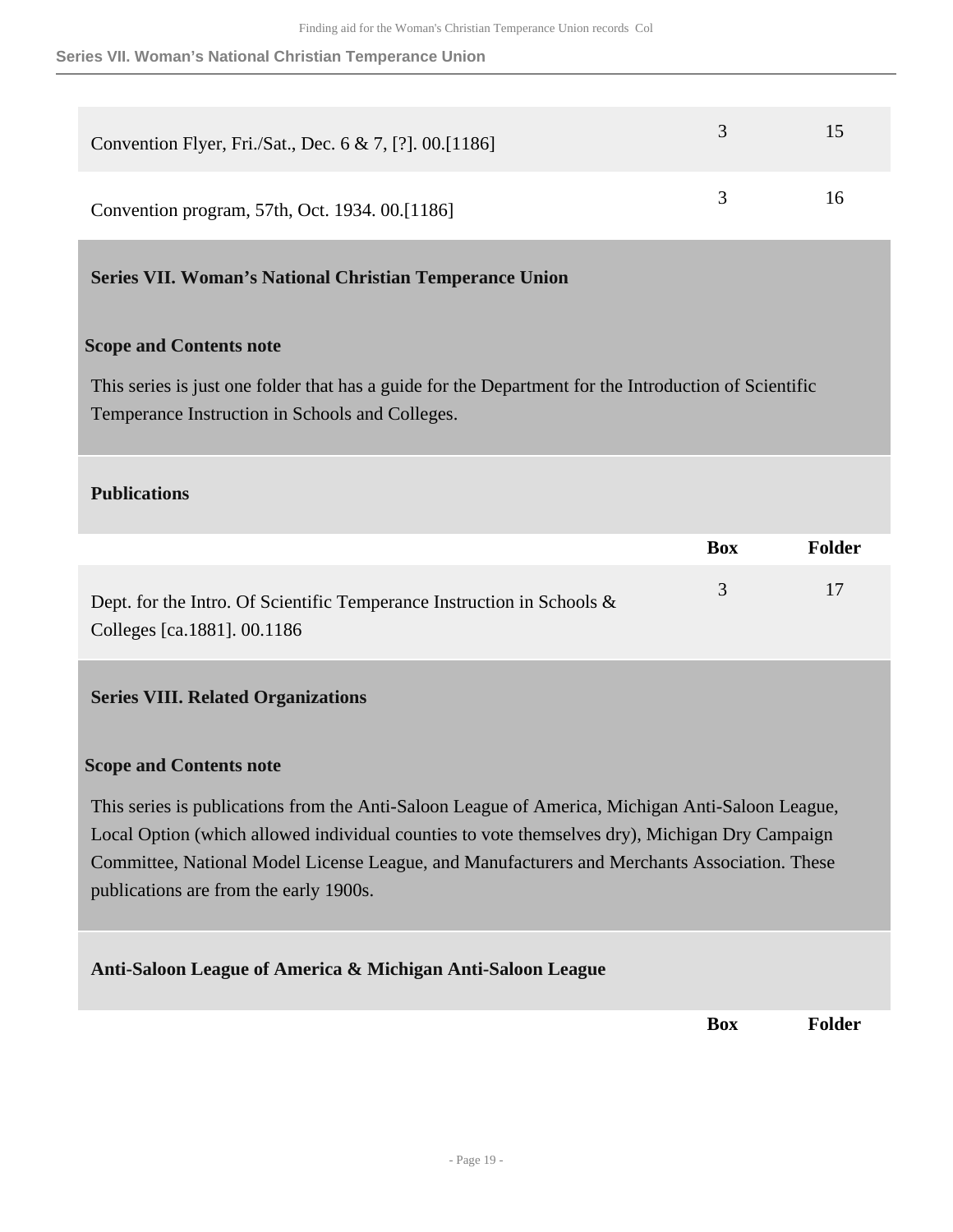| | Box | Folder |
|---|---|---|
| Convention Flyer, Fri./Sat., Dec. 6 & 7, [?]. 00.[1186] | 3 | 15 |
| Convention program, 57th, Oct. 1934. 00.[1186] | 3 | 16 |

## Series VII. Woman's National Christian Temperance Union

**Scope and Contents note**

This series is just one folder that has a guide for the Department for the Introduction of Scientific Temperance Instruction in Schools and Colleges.

### Publications

| | Box | Folder |
|---|---|---|
| Dept. for the Intro. Of Scientific Temperance Instruction in Schools & Colleges [ca.1881]. 00.1186 | 3 | 17 |

## Series VIII. Related Organizations

**Scope and Contents note**

This series is publications from the Anti-Saloon League of America, Michigan Anti-Saloon League, Local Option (which allowed individual counties to vote themselves dry), Michigan Dry Campaign Committee, National Model License League, and Manufacturers and Merchants Association. These publications are from the early 1900s.

### Anti-Saloon League of America & Michigan Anti-Saloon League

| | Box | Folder |
|---|---|---|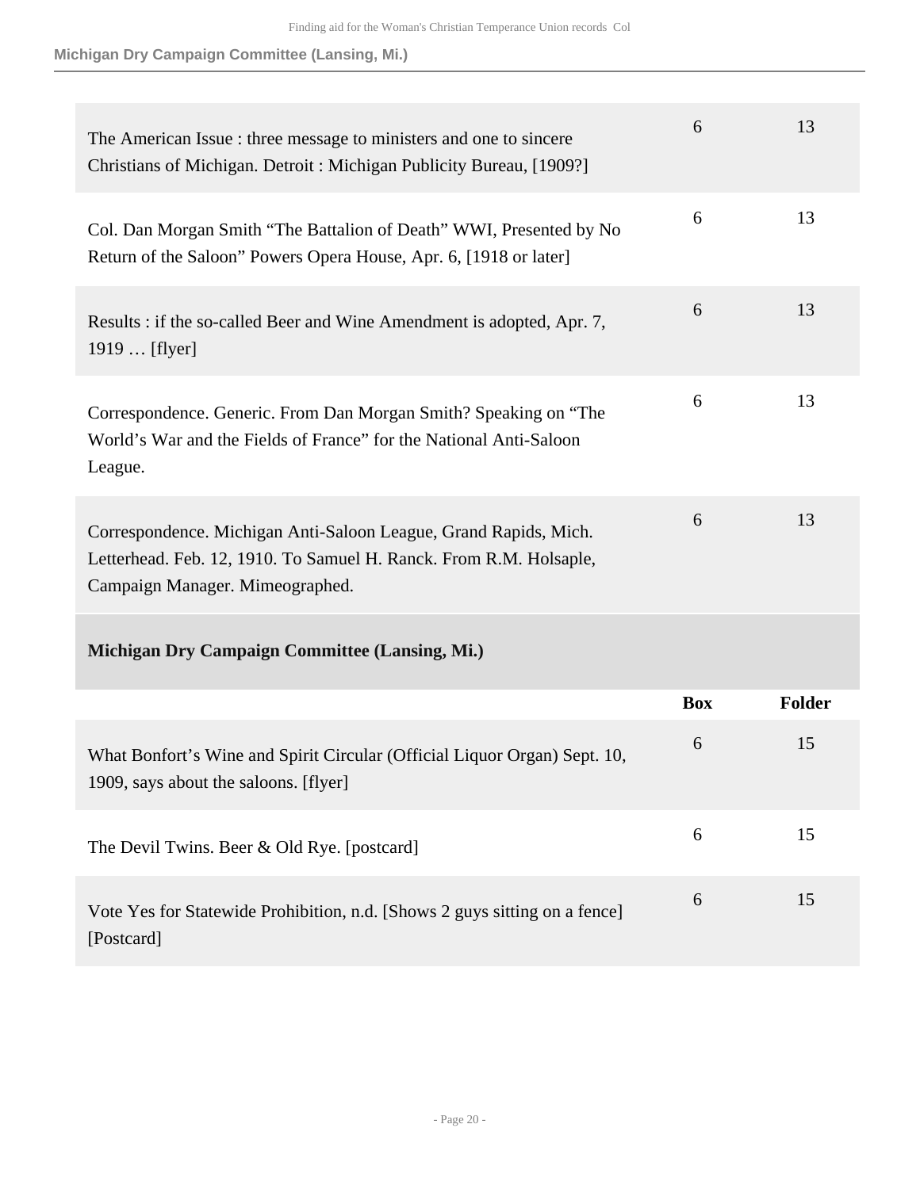| | Box | Folder |
|---|---|---|
| The American Issue : three message to ministers and one to sincere Christians of Michigan. Detroit : Michigan Publicity Bureau, [1909?] | 6 | 13 |
| Col. Dan Morgan Smith "The Battalion of Death" WWI, Presented by No Return of the Saloon" Powers Opera House, Apr. 6, [1918 or later] | 6 | 13 |
| Results : if the so-called Beer and Wine Amendment is adopted, Apr. 7, 1919 … [flyer] | 6 | 13 |
| Correspondence. Generic. From Dan Morgan Smith? Speaking on "The World's War and the Fields of France" for the National Anti-Saloon League. | 6 | 13 |
| Correspondence. Michigan Anti-Saloon League, Grand Rapids, Mich. Letterhead. Feb. 12, 1910. To Samuel H. Ranck. From R.M. Holsaple, Campaign Manager. Mimeographed. | 6 | 13 |

### Michigan Dry Campaign Committee (Lansing, Mi.)

| | Box | Folder |
|---|---|---|
| What Bonfort's Wine and Spirit Circular (Official Liquor Organ) Sept. 10, 1909, says about the saloons. [flyer] | 6 | 15 |
| The Devil Twins. Beer & Old Rye. [postcard] | 6 | 15 |
| Vote Yes for Statewide Prohibition, n.d. [Shows 2 guys sitting on a fence] [Postcard] | 6 | 15 |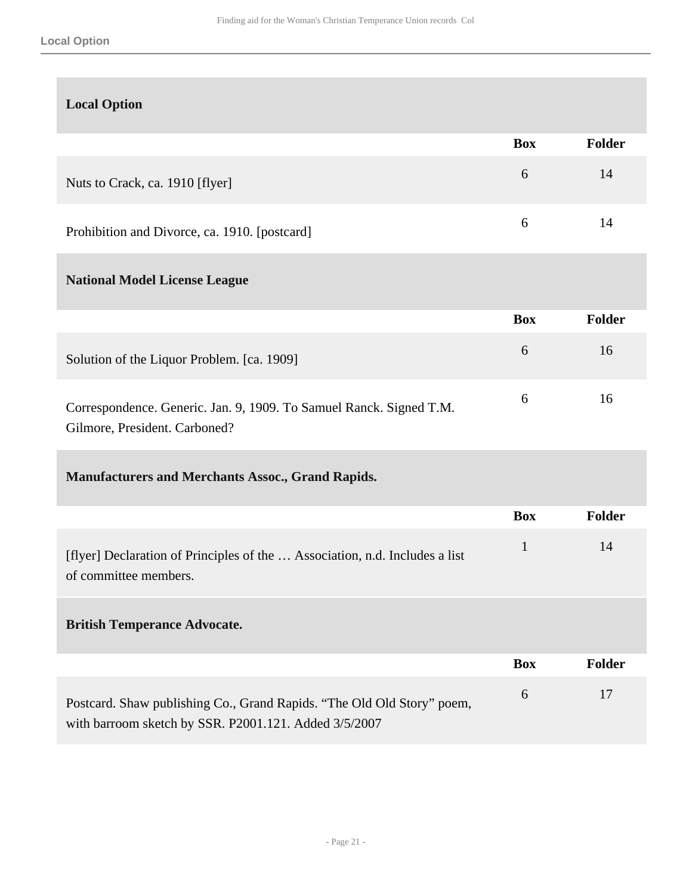## Local Option

| | Box | Folder |
|---|---|---|
| Nuts to Crack, ca. 1910 [flyer] | 6 | 14 |
| Prohibition and Divorce, ca. 1910. [postcard] | 6 | 14 |

## National Model License League

| | Box | Folder |
|---|---|---|
| Solution of the Liquor Problem. [ca. 1909] | 6 | 16 |
| Correspondence. Generic. Jan. 9, 1909. To Samuel Ranck. Signed T.M. Gilmore, President. Carboned? | 6 | 16 |

## Manufacturers and Merchants Assoc., Grand Rapids.

| | Box | Folder |
|---|---|---|
| [flyer] Declaration of Principles of the … Association, n.d. Includes a list of committee members. | 1 | 14 |

## British Temperance Advocate.

| | Box | Folder |
|---|---|---|
| Postcard. Shaw publishing Co., Grand Rapids. “The Old Old Story” poem, with barroom sketch by SSR. P2001.121. Added 3/5/2007 | 6 | 17 |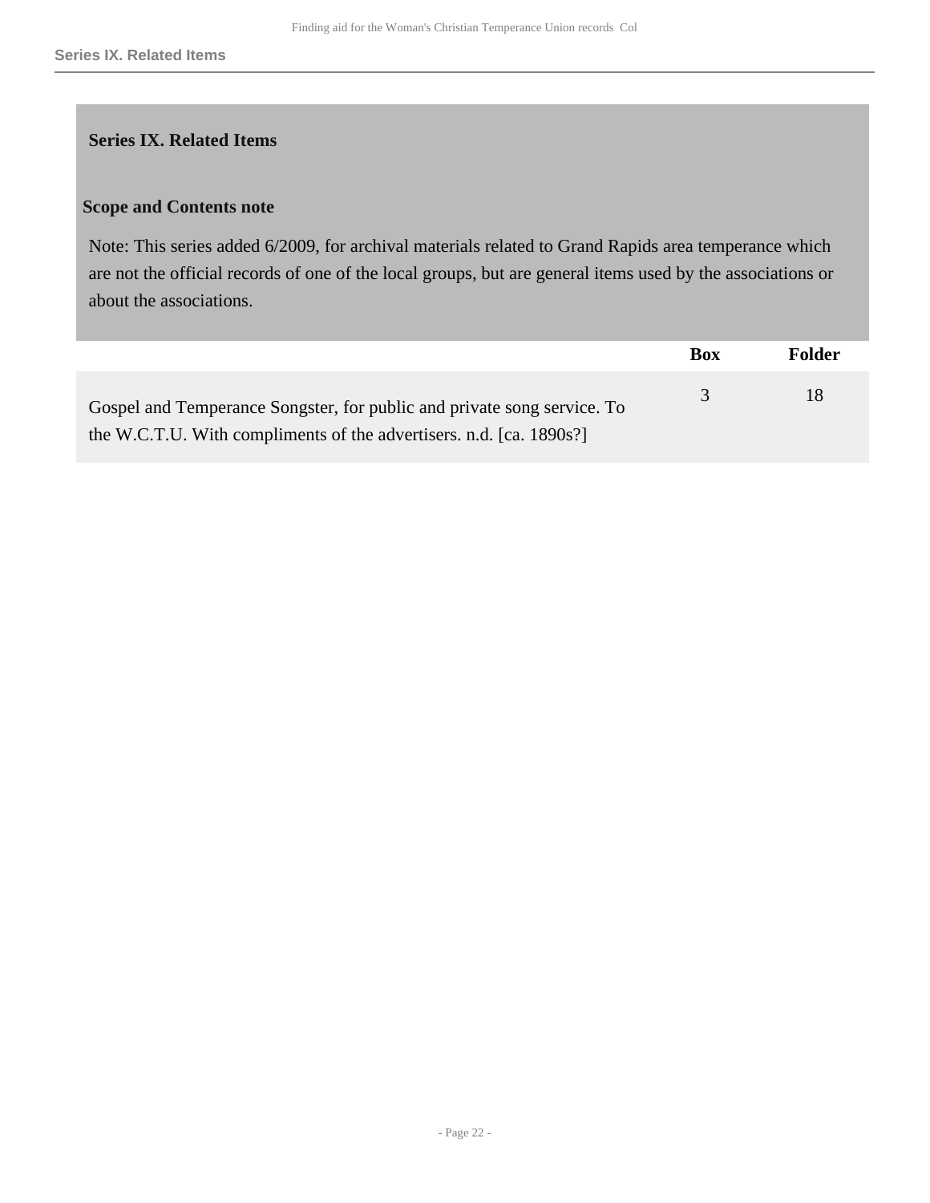## Series IX. Related Items

### Scope and Contents note

Note: This series added 6/2009, for archival materials related to Grand Rapids area temperance which are not the official records of one of the local groups, but are general items used by the associations or about the associations.

| | Box | Folder |
|---|---|---|
| Gospel and Temperance Songster, for public and private song service. To the W.C.T.U. With compliments of the advertisers. n.d. [ca. 1890s?] | 3 | 18 |